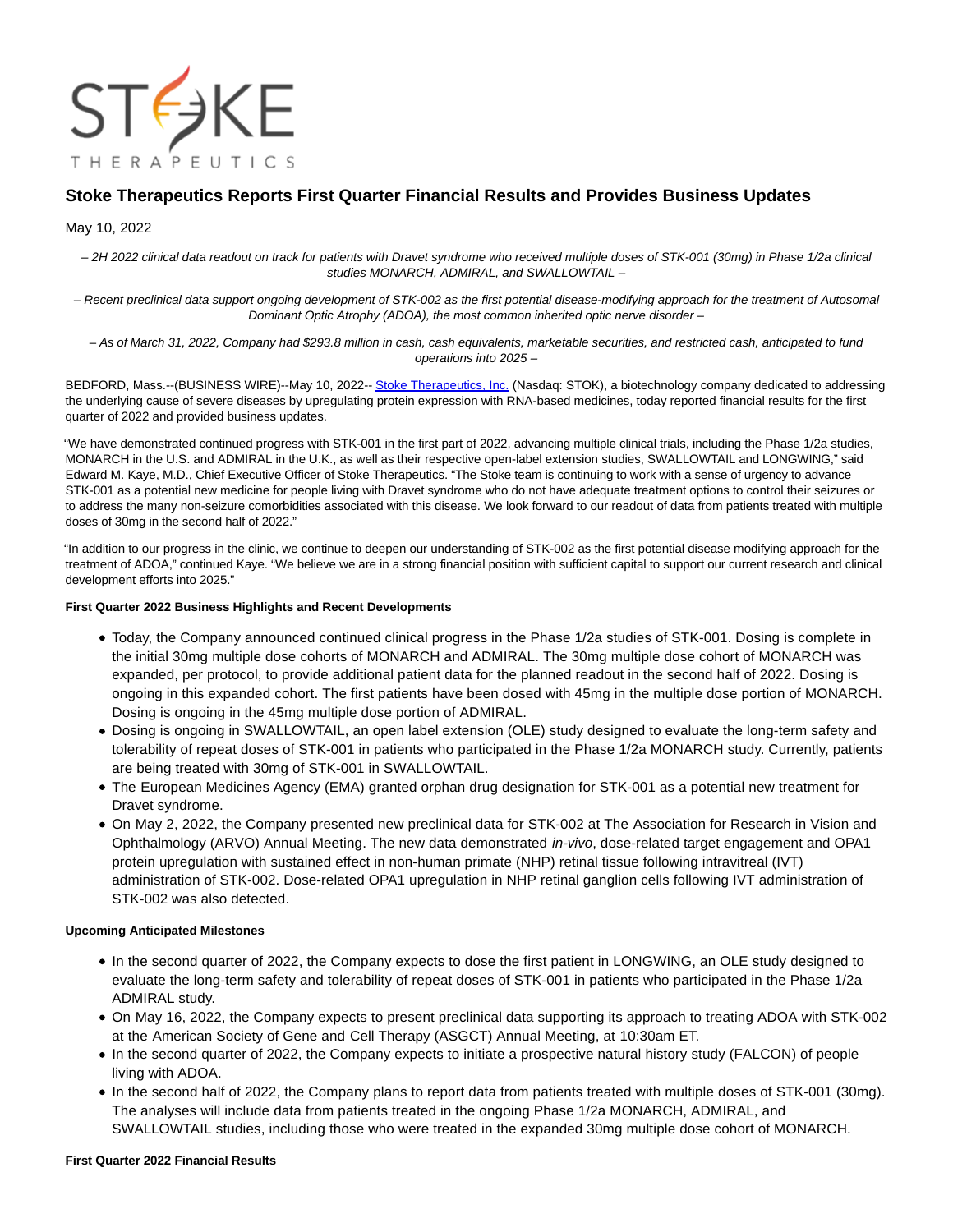STOKE THERAPEUTICS

# Stoke Therapeutics Reports First Quarter Financial Results and Provides Business Updates

May 10, 2022

*– 2H 2022 clinical data readout on track for patients with Dravet syndrome who received multiple doses of STK-001 (30mg) in Phase 1/2a clinical studies MONARCH, ADMIRAL, and SWALLOWTAIL –*

*– Recent preclinical data support ongoing development of STK-002 as the first potential disease-modifying approach for the treatment of Autosomal Dominant Optic Atrophy (ADOA), the most common inherited optic nerve disorder –*

*– As of March 31, 2022, Company had $293.8 million in cash, cash equivalents, marketable securities, and restricted cash, anticipated to fund operations into 2025 –*

BEDFORD, Mass.--(BUSINESS WIRE)--May 10, 2022-- Stoke Therapeutics, Inc. (Nasdaq: STOK), a biotechnology company dedicated to addressing the underlying cause of severe diseases by upregulating protein expression with RNA-based medicines, today reported financial results for the first quarter of 2022 and provided business updates.

"We have demonstrated continued progress with STK-001 in the first part of 2022, advancing multiple clinical trials, including the Phase 1/2a studies, MONARCH in the U.S. and ADMIRAL in the U.K., as well as their respective open-label extension studies, SWALLOWTAIL and LONGWING," said Edward M. Kaye, M.D., Chief Executive Officer of Stoke Therapeutics. "The Stoke team is continuing to work with a sense of urgency to advance STK-001 as a potential new medicine for people living with Dravet syndrome who do not have adequate treatment options to control their seizures or to address the many non-seizure comorbidities associated with this disease. We look forward to our readout of data from patients treated with multiple doses of 30mg in the second half of 2022."

"In addition to our progress in the clinic, we continue to deepen our understanding of STK-002 as the first potential disease modifying approach for the treatment of ADOA," continued Kaye. "We believe we are in a strong financial position with sufficient capital to support our current research and clinical development efforts into 2025."

**First Quarter 2022 Business Highlights and Recent Developments**

- Today, the Company announced continued clinical progress in the Phase 1/2a studies of STK-001. Dosing is complete in the initial 30mg multiple dose cohorts of MONARCH and ADMIRAL. The 30mg multiple dose cohort of MONARCH was expanded, per protocol, to provide additional patient data for the planned readout in the second half of 2022. Dosing is ongoing in this expanded cohort. The first patients have been dosed with 45mg in the multiple dose portion of MONARCH. Dosing is ongoing in the 45mg multiple dose portion of ADMIRAL.
- Dosing is ongoing in SWALLOWTAIL, an open label extension (OLE) study designed to evaluate the long-term safety and tolerability of repeat doses of STK-001 in patients who participated in the Phase 1/2a MONARCH study. Currently, patients are being treated with 30mg of STK-001 in SWALLOWTAIL.
- The European Medicines Agency (EMA) granted orphan drug designation for STK-001 as a potential new treatment for Dravet syndrome.
- On May 2, 2022, the Company presented new preclinical data for STK-002 at The Association for Research in Vision and Ophthalmology (ARVO) Annual Meeting. The new data demonstrated *in-vivo*, dose-related target engagement and OPA1 protein upregulation with sustained effect in non-human primate (NHP) retinal tissue following intravitreal (IVT) administration of STK-002. Dose-related OPA1 upregulation in NHP retinal ganglion cells following IVT administration of STK-002 was also detected.

**Upcoming Anticipated Milestones**

- In the second quarter of 2022, the Company expects to dose the first patient in LONGWING, an OLE study designed to evaluate the long-term safety and tolerability of repeat doses of STK-001 in patients who participated in the Phase 1/2a ADMIRAL study.
- On May 16, 2022, the Company expects to present preclinical data supporting its approach to treating ADOA with STK-002 at the American Society of Gene and Cell Therapy (ASGCT) Annual Meeting, at 10:30am ET.
- In the second quarter of 2022, the Company expects to initiate a prospective natural history study (FALCON) of people living with ADOA.
- In the second half of 2022, the Company plans to report data from patients treated with multiple doses of STK-001 (30mg). The analyses will include data from patients treated in the ongoing Phase 1/2a MONARCH, ADMIRAL, and SWALLOWTAIL studies, including those who were treated in the expanded 30mg multiple dose cohort of MONARCH.

**First Quarter 2022 Financial Results**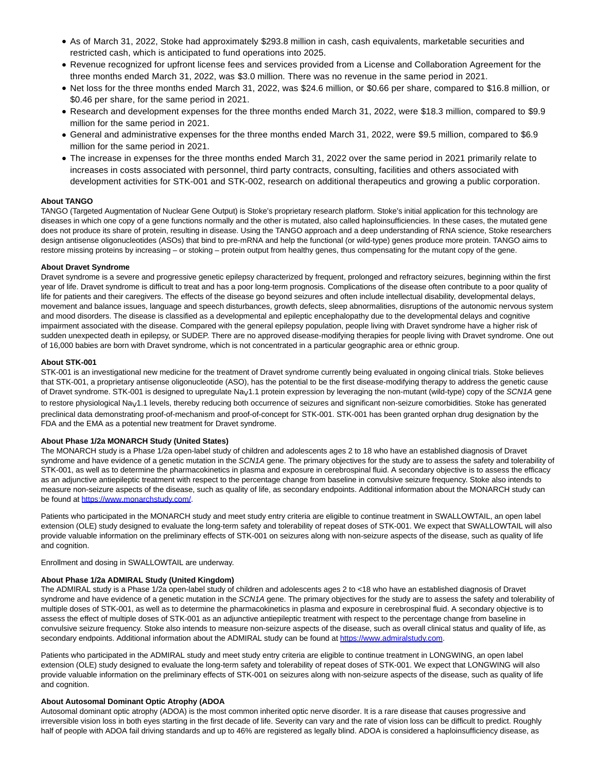- As of March 31, 2022, Stoke had approximately $293.8 million in cash, cash equivalents, marketable securities and restricted cash, which is anticipated to fund operations into 2025.
- Revenue recognized for upfront license fees and services provided from a License and Collaboration Agreement for the three months ended March 31, 2022, was $3.0 million. There was no revenue in the same period in 2021.
- Net loss for the three months ended March 31, 2022, was $24.6 million, or $0.66 per share, compared to $16.8 million, or $0.46 per share, for the same period in 2021.
- Research and development expenses for the three months ended March 31, 2022, were $18.3 million, compared to $9.9 million for the same period in 2021.
- General and administrative expenses for the three months ended March 31, 2022, were $9.5 million, compared to $6.9 million for the same period in 2021.
- The increase in expenses for the three months ended March 31, 2022 over the same period in 2021 primarily relate to increases in costs associated with personnel, third party contracts, consulting, facilities and others associated with development activities for STK-001 and STK-002, research on additional therapeutics and growing a public corporation.

**About TANGO**

TANGO (Targeted Augmentation of Nuclear Gene Output) is Stoke's proprietary research platform. Stoke's initial application for this technology are diseases in which one copy of a gene functions normally and the other is mutated, also called haploinsufficiencies. In these cases, the mutated gene does not produce its share of protein, resulting in disease. Using the TANGO approach and a deep understanding of RNA science, Stoke researchers design antisense oligonucleotides (ASOs) that bind to pre-mRNA and help the functional (or wild-type) genes produce more protein. TANGO aims to restore missing proteins by increasing – or stoking – protein output from healthy genes, thus compensating for the mutant copy of the gene.

**About Dravet Syndrome**

Dravet syndrome is a severe and progressive genetic epilepsy characterized by frequent, prolonged and refractory seizures, beginning within the first year of life. Dravet syndrome is difficult to treat and has a poor long-term prognosis. Complications of the disease often contribute to a poor quality of life for patients and their caregivers. The effects of the disease go beyond seizures and often include intellectual disability, developmental delays, movement and balance issues, language and speech disturbances, growth defects, sleep abnormalities, disruptions of the autonomic nervous system and mood disorders. The disease is classified as a developmental and epileptic encephalopathy due to the developmental delays and cognitive impairment associated with the disease. Compared with the general epilepsy population, people living with Dravet syndrome have a higher risk of sudden unexpected death in epilepsy, or SUDEP. There are no approved disease-modifying therapies for people living with Dravet syndrome. One out of 16,000 babies are born with Dravet syndrome, which is not concentrated in a particular geographic area or ethnic group.

**About STK-001**

STK-001 is an investigational new medicine for the treatment of Dravet syndrome currently being evaluated in ongoing clinical trials. Stoke believes that STK-001, a proprietary antisense oligonucleotide (ASO), has the potential to be the first disease-modifying therapy to address the genetic cause of Dravet syndrome. STK-001 is designed to upregulate $Na_V1.1$ protein expression by leveraging the non-mutant (wild-type) copy of the *SCN1A* gene to restore physiological $Na_V1.1$ levels, thereby reducing both occurrence of seizures and significant non-seizure comorbidities. Stoke has generated preclinical data demonstrating proof-of-mechanism and proof-of-concept for STK-001. STK-001 has been granted orphan drug designation by the FDA and the EMA as a potential new treatment for Dravet syndrome.

**About Phase 1/2a MONARCH Study (United States)**

The MONARCH study is a Phase 1/2a open-label study of children and adolescents ages 2 to 18 who have an established diagnosis of Dravet syndrome and have evidence of a genetic mutation in the *SCN1A* gene. The primary objectives for the study are to assess the safety and tolerability of STK-001, as well as to determine the pharmacokinetics in plasma and exposure in cerebrospinal fluid. A secondary objective is to assess the efficacy as an adjunctive antiepileptic treatment with respect to the percentage change from baseline in convulsive seizure frequency. Stoke also intends to measure non-seizure aspects of the disease, such as quality of life, as secondary endpoints. Additional information about the MONARCH study can be found at [https://www.monarchstudy.com/](https://www.monarchstudy.com/).

Patients who participated in the MONARCH study and meet study entry criteria are eligible to continue treatment in SWALLOWTAIL, an open label extension (OLE) study designed to evaluate the long-term safety and tolerability of repeat doses of STK-001. We expect that SWALLOWTAIL will also provide valuable information on the preliminary effects of STK-001 on seizures along with non-seizure aspects of the disease, such as quality of life and cognition.

Enrollment and dosing in SWALLOWTAIL are underway.

**About Phase 1/2a ADMIRAL Study (United Kingdom)**

The ADMIRAL study is a Phase 1/2a open-label study of children and adolescents ages 2 to <18 who have an established diagnosis of Dravet syndrome and have evidence of a genetic mutation in the *SCN1A* gene. The primary objectives for the study are to assess the safety and tolerability of multiple doses of STK-001, as well as to determine the pharmacokinetics in plasma and exposure in cerebrospinal fluid. A secondary objective is to assess the effect of multiple doses of STK-001 as an adjunctive antiepileptic treatment with respect to the percentage change from baseline in convulsive seizure frequency. Stoke also intends to measure non-seizure aspects of the disease, such as overall clinical status and quality of life, as secondary endpoints. Additional information about the ADMIRAL study can be found at [https://www.admiralstudy.com](https://www.admiralstudy.com).

Patients who participated in the ADMIRAL study and meet study entry criteria are eligible to continue treatment in LONGWING, an open label extension (OLE) study designed to evaluate the long-term safety and tolerability of repeat doses of STK-001. We expect that LONGWING will also provide valuable information on the preliminary effects of STK-001 on seizures along with non-seizure aspects of the disease, such as quality of life and cognition.

**About Autosomal Dominant Optic Atrophy (ADOA**

Autosomal dominant optic atrophy (ADOA) is the most common inherited optic nerve disorder. It is a rare disease that causes progressive and irreversible vision loss in both eyes starting in the first decade of life. Severity can vary and the rate of vision loss can be difficult to predict. Roughly half of people with ADOA fail driving standards and up to 46% are registered as legally blind. ADOA is considered a haploinsufficiency disease, as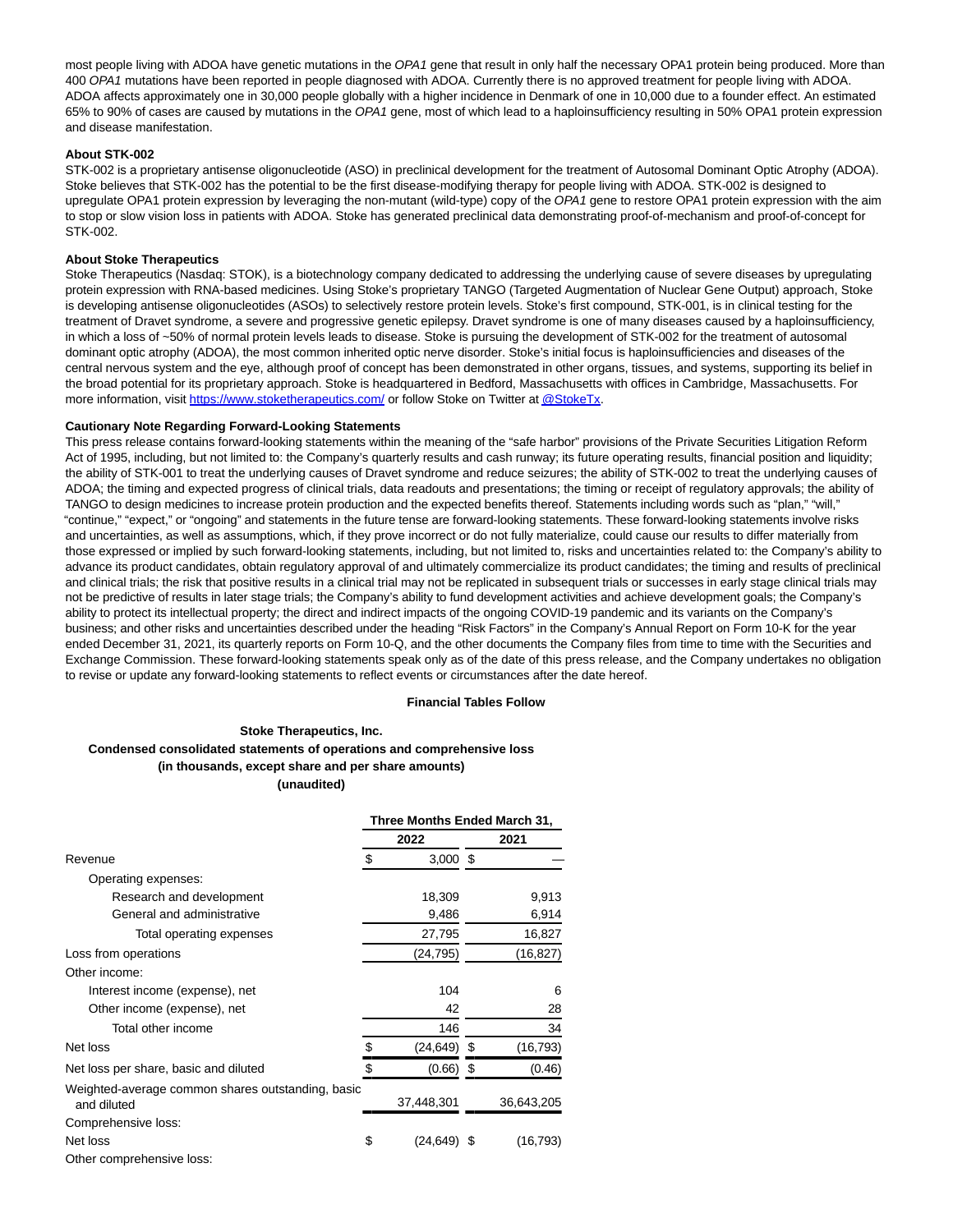most people living with ADOA have genetic mutations in the *OPA1* gene that result in only half the necessary OPA1 protein being produced. More than 400 *OPA1* mutations have been reported in people diagnosed with ADOA. Currently there is no approved treatment for people living with ADOA. ADOA affects approximately one in 30,000 people globally with a higher incidence in Denmark of one in 10,000 due to a founder effect. An estimated 65% to 90% of cases are caused by mutations in the *OPA1* gene, most of which lead to a haploinsufficiency resulting in 50% OPA1 protein expression and disease manifestation.

**About STK-002**

STK-002 is a proprietary antisense oligonucleotide (ASO) in preclinical development for the treatment of Autosomal Dominant Optic Atrophy (ADOA). Stoke believes that STK-002 has the potential to be the first disease-modifying therapy for people living with ADOA. STK-002 is designed to upregulate OPA1 protein expression by leveraging the non-mutant (wild-type) copy of the *OPA1* gene to restore OPA1 protein expression with the aim to stop or slow vision loss in patients with ADOA. Stoke has generated preclinical data demonstrating proof-of-mechanism and proof-of-concept for STK-002.

**About Stoke Therapeutics**

Stoke Therapeutics (Nasdaq: STOK), is a biotechnology company dedicated to addressing the underlying cause of severe diseases by upregulating protein expression with RNA-based medicines. Using Stoke's proprietary TANGO (Targeted Augmentation of Nuclear Gene Output) approach, Stoke is developing antisense oligonucleotides (ASOs) to selectively restore protein levels. Stoke's first compound, STK-001, is in clinical testing for the treatment of Dravet syndrome, a severe and progressive genetic epilepsy. Dravet syndrome is one of many diseases caused by a haploinsufficiency, in which a loss of ~50% of normal protein levels leads to disease. Stoke is pursuing the development of STK-002 for the treatment of autosomal dominant optic atrophy (ADOA), the most common inherited optic nerve disorder. Stoke's initial focus is haploinsufficiencies and diseases of the central nervous system and the eye, although proof of concept has been demonstrated in other organs, tissues, and systems, supporting its belief in the broad potential for its proprietary approach. Stoke is headquartered in Bedford, Massachusetts with offices in Cambridge, Massachusetts. For more information, visit https://www.stoketherapeutics.com/ or follow Stoke on Twitter at @StokeTx.

**Cautionary Note Regarding Forward-Looking Statements**

This press release contains forward-looking statements within the meaning of the "safe harbor" provisions of the Private Securities Litigation Reform Act of 1995, including, but not limited to: the Company's quarterly results and cash runway; its future operating results, financial position and liquidity; the ability of STK-001 to treat the underlying causes of Dravet syndrome and reduce seizures; the ability of STK-002 to treat the underlying causes of ADOA; the timing and expected progress of clinical trials, data readouts and presentations; the timing or receipt of regulatory approvals; the ability of TANGO to design medicines to increase protein production and the expected benefits thereof. Statements including words such as "plan," "will," "continue," "expect," or "ongoing" and statements in the future tense are forward-looking statements. These forward-looking statements involve risks and uncertainties, as well as assumptions, which, if they prove incorrect or do not fully materialize, could cause our results to differ materially from those expressed or implied by such forward-looking statements, including, but not limited to, risks and uncertainties related to: the Company's ability to advance its product candidates, obtain regulatory approval of and ultimately commercialize its product candidates; the timing and results of preclinical and clinical trials; the risk that positive results in a clinical trial may not be replicated in subsequent trials or successes in early stage clinical trials may not be predictive of results in later stage trials; the Company's ability to fund development activities and achieve development goals; the Company's ability to protect its intellectual property; the direct and indirect impacts of the ongoing COVID-19 pandemic and its variants on the Company's business; and other risks and uncertainties described under the heading "Risk Factors" in the Company's Annual Report on Form 10-K for the year ended December 31, 2021, its quarterly reports on Form 10-Q, and the other documents the Company files from time to time with the Securities and Exchange Commission. These forward-looking statements speak only as of the date of this press release, and the Company undertakes no obligation to revise or update any forward-looking statements to reflect events or circumstances after the date hereof.

**Financial Tables Follow**

**Stoke Therapeutics, Inc.**
**Condensed consolidated statements of operations and comprehensive loss**
**(in thousands, except share and per share amounts)**
**(unaudited)**

| | Three Months Ended March 31, | |
|---|---|---|
| | 2022 | 2021 |
| Revenue | $ 3,000 | $ — |
| Operating expenses: | | |
| Research and development | 18,309 | 9,913 |
| General and administrative | 9,486 | 6,914 |
| Total operating expenses | 27,795 | 16,827 |
| Loss from operations | (24,795) | (16,827) |
| Other income: | | |
| Interest income (expense), net | 104 | 6 |
| Other income (expense), net | 42 | 28 |
| Total other income | 146 | 34 |
| Net loss | $ (24,649) | $ (16,793) |
| Net loss per share, basic and diluted | $ (0.66) | $ (0.46) |
| Weighted-average common shares outstanding, basic and diluted | 37,448,301 | 36,643,205 |
| Comprehensive loss: | | |
| Net loss | $ (24,649) | $ (16,793) |
| Other comprehensive loss: | | |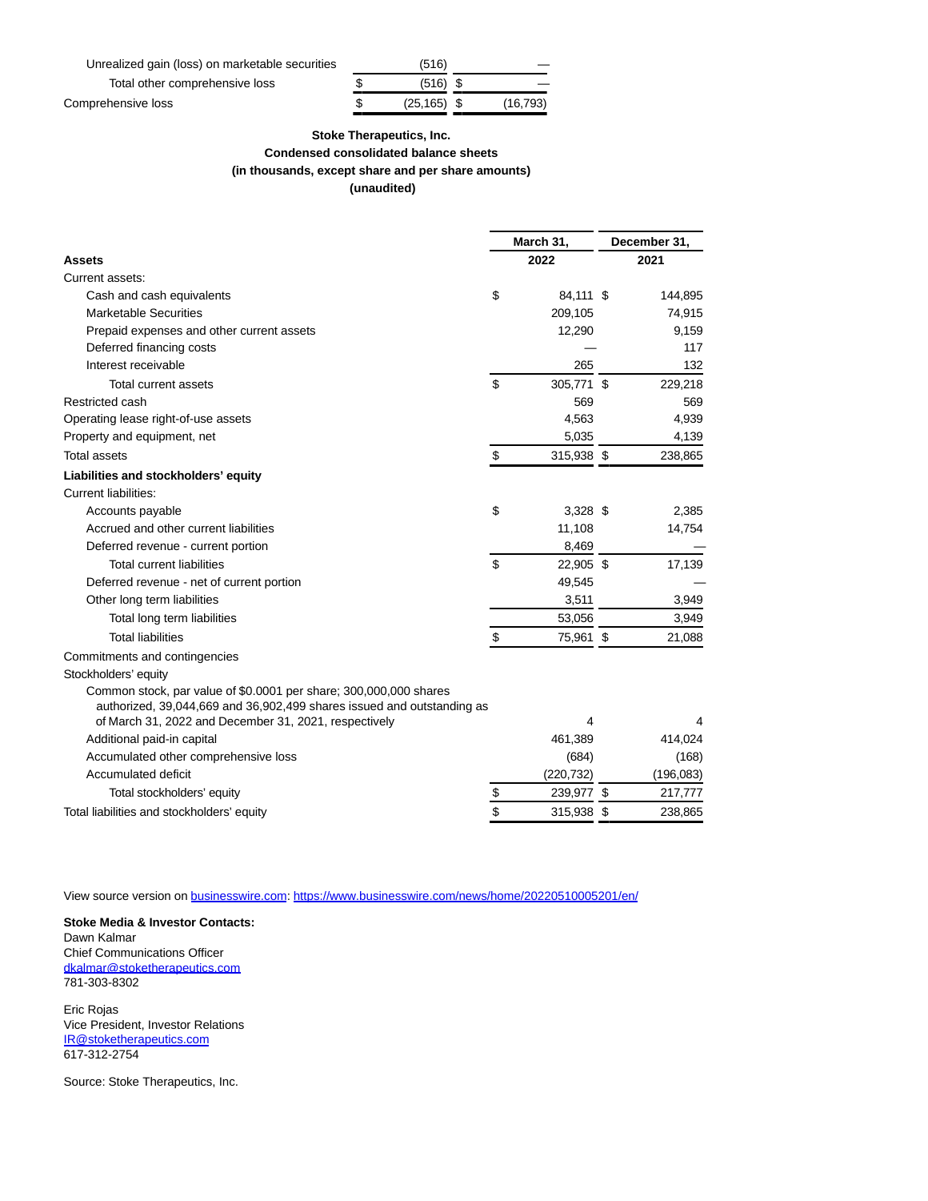| | | |
|---|---|---|
| Unrealized gain (loss) on marketable securities | (516) | — |
| Total other comprehensive loss | $ (516) | $ — |
| Comprehensive loss | $ (25,165) | $ (16,793) |

**Stoke Therapeutics, Inc.**
**Condensed consolidated balance sheets**
**(in thousands, except share and per share amounts)**
**(unaudited)**

| | March 31, 2022 | December 31, 2021 |
|---|---|---|
| **Assets** | | |
| Current assets: | | |
| Cash and cash equivalents | $ 84,111 | $ 144,895 |
| Marketable Securities | 209,105 | 74,915 |
| Prepaid expenses and other current assets | 12,290 | 9,159 |
| Deferred financing costs | — | 117 |
| Interest receivable | 265 | 132 |
| Total current assets | $ 305,771 | $ 229,218 |
| Restricted cash | 569 | 569 |
| Operating lease right-of-use assets | 4,563 | 4,939 |
| Property and equipment, net | 5,035 | 4,139 |
| Total assets | $ 315,938 | $ 238,865 |
| **Liabilities and stockholders' equity** | | |
| Current liabilities: | | |
| Accounts payable | $ 3,328 | $ 2,385 |
| Accrued and other current liabilities | 11,108 | 14,754 |
| Deferred revenue - current portion | 8,469 | — |
| Total current liabilities | $ 22,905 | $ 17,139 |
| Deferred revenue - net of current portion | 49,545 | — |
| Other long term liabilities | 3,511 | 3,949 |
| Total long term liabilities | 53,056 | 3,949 |
| Total liabilities | $ 75,961 | $ 21,088 |
| Commitments and contingencies | | |
| Stockholders' equity | | |
| Common stock, par value of $0.0001 per share; 300,000,000 shares authorized, 39,044,669 and 36,902,499 shares issued and outstanding as of March 31, 2022 and December 31, 2021, respectively | 4 | 4 |
| Additional paid-in capital | 461,389 | 414,024 |
| Accumulated other comprehensive loss | (684) | (168) |
| Accumulated deficit | (220,732) | (196,083) |
| Total stockholders' equity | $ 239,977 | $ 217,777 |
| Total liabilities and stockholders' equity | $ 315,938 | $ 238,865 |

View source version on businesswire.com: https://www.businesswire.com/news/home/20220510005201/en/

**Stoke Media & Investor Contacts:**
Dawn Kalmar
Chief Communications Officer
dkalmar@stoketherapeutics.com
781-303-8302

Eric Rojas
Vice President, Investor Relations
IR@stoketherapeutics.com
617-312-2754

Source: Stoke Therapeutics, Inc.